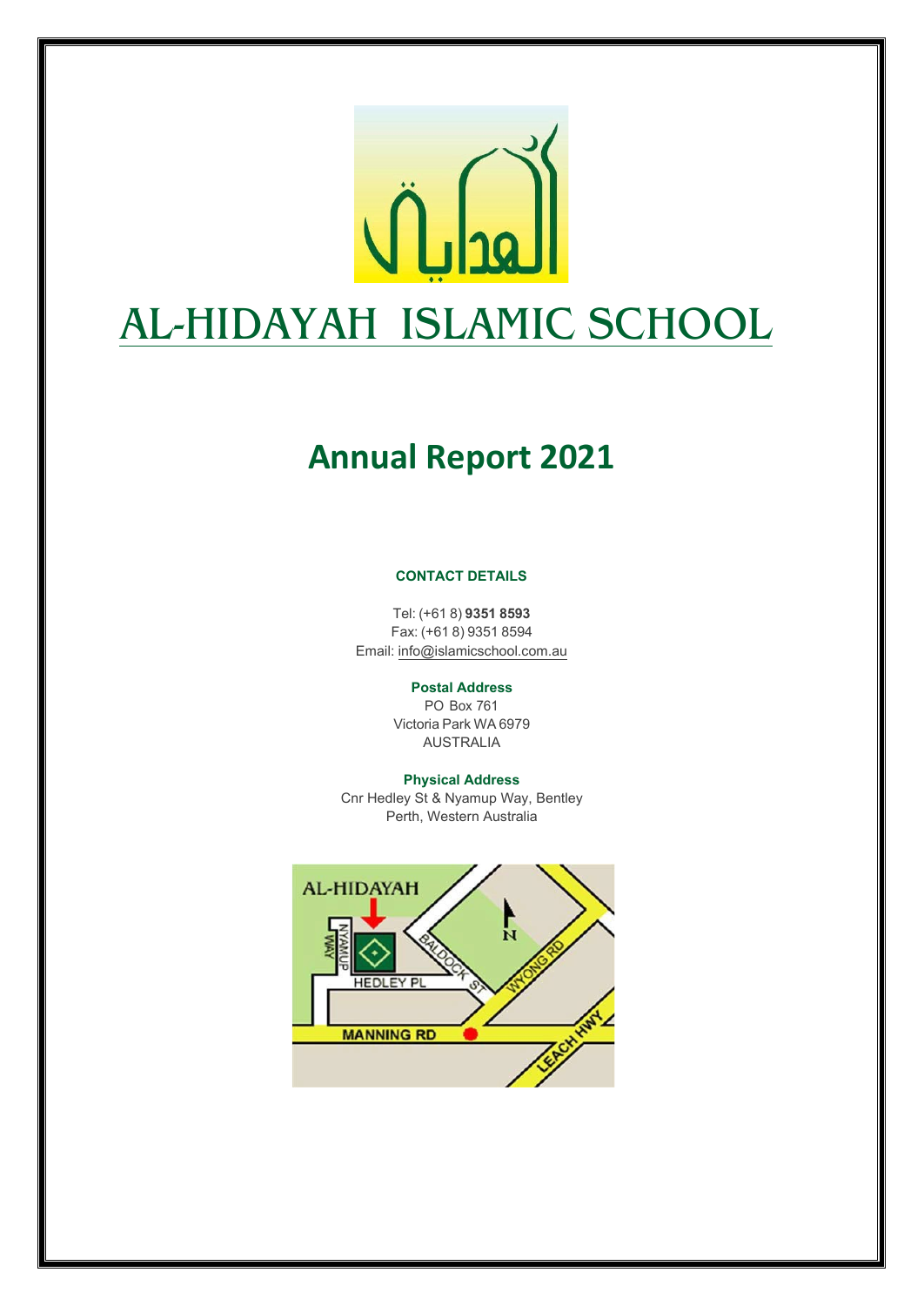# AL-HIDAYAH ISLAMIC SCHOOL

# Annual Report 2021

**CONTACT DETAILS**

Tel: (+61 8) **9351 8593**
Fax: (+61 8) 9351 8594
Email: info@islamicschool.com.au

**Postal Address**
PO Box 761
Victoria Park WA 6979
AUSTRALIA

**Physical Address**
Cnr Hedley St & Nyamup Way, Bentley
Perth, Western Australia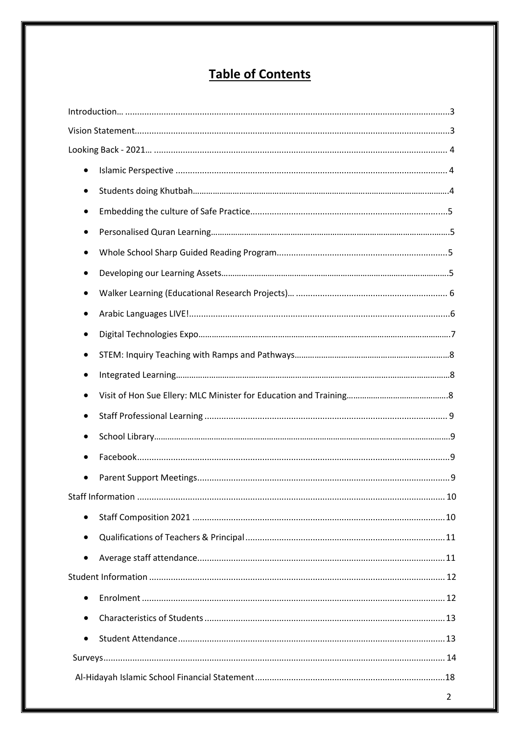# Table of Contents

Introduction… ....................................................................................................................3

Vision Statement.................................................................................................................3

Looking Back - 2021… ........................................................................................................ 4

- Islamic Perspective ............................................................................................... 4
- Students doing Khutbah.......................................................................................4
- Embedding the culture of Safe Practice.................................................................5
- Personalised Quran Learning.................................................................................5
- Whole School Sharp Guided Reading Program......................................................5
- Developing our Learning Assets.............................................................................5
- Walker Learning (Educational Research Projects)… ............................................... 6
- Arabic Languages LIVE!...........................................................................................6
- Digital Technologies Expo......................................................................................7
- STEM: Inquiry Teaching with Ramps and Pathways...............................................8
- Integrated Learning................................................................................................8
- Visit of Hon Sue Ellery: MLC Minister for Education and Training..........................8
- Staff Professional Learning .................................................................................... 9
- School Library.........................................................................................................9
- Facebook.................................................................................................................9
- Parent Support Meetings.........................................................................................9

Staff Information .............................................................................................................. 10

- Staff Composition 2021 ........................................................................................10
- Qualifications of Teachers & Principal ...................................................................11
- Average staff attendance.......................................................................................11

Student Information .......................................................................................................... 12

- Enrolment ............................................................................................................. 12
- Characteristics of Students ...................................................................................13
- Student Attendance...............................................................................................13

Surveys................................................................................................................................ 14

Al-Hidayah Islamic School Financial Statement..................................................................18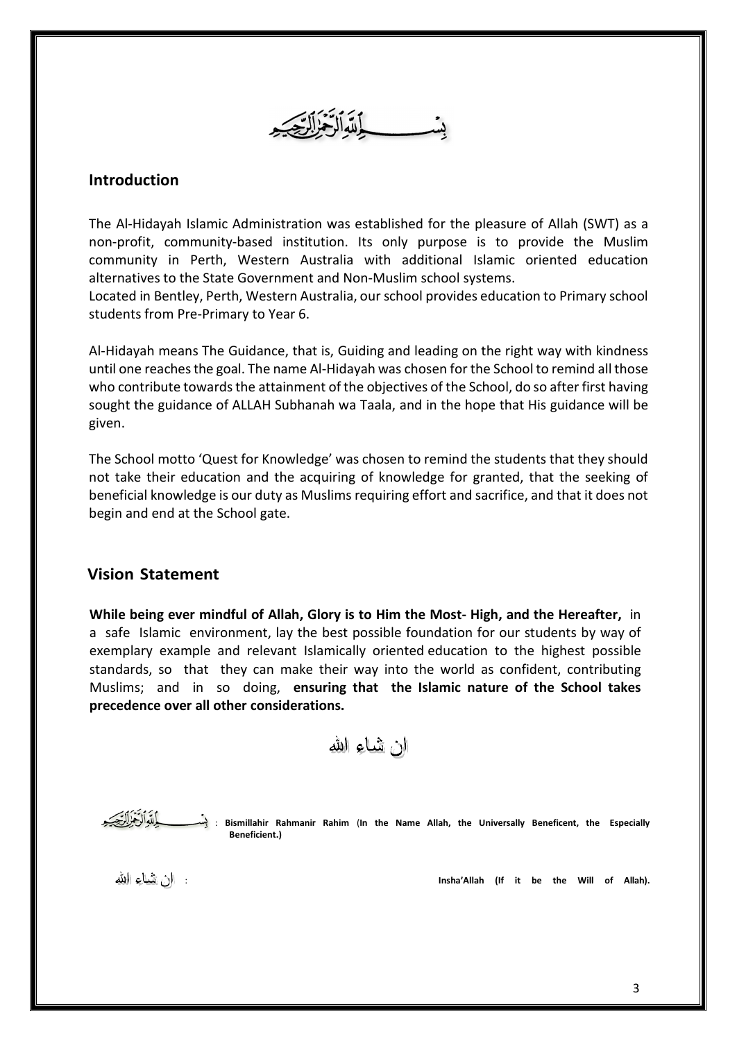بِسْمِ اللَّهِ الرَّحْمَٰنِ الرَّحِيمِ

## Introduction

The Al-Hidayah Islamic Administration was established for the pleasure of Allah (SWT) as a non-profit, community-based institution. Its only purpose is to provide the Muslim community in Perth, Western Australia with additional Islamic oriented education alternatives to the State Government and Non-Muslim school systems.
Located in Bentley, Perth, Western Australia, our school provides education to Primary school students from Pre-Primary to Year 6.

Al-Hidayah means The Guidance, that is, Guiding and leading on the right way with kindness until one reaches the goal. The name Al-Hidayah was chosen for the School to remind all those who contribute towards the attainment of the objectives of the School, do so after first having sought the guidance of ALLAH Subhanah wa Taala, and in the hope that His guidance will be given.

The School motto 'Quest for Knowledge' was chosen to remind the students that they should not take their education and the acquiring of knowledge for granted, that the seeking of beneficial knowledge is our duty as Muslims requiring effort and sacrifice, and that it does not begin and end at the School gate.

## Vision Statement

**While being ever mindful of Allah, Glory is to Him the Most- High, and the Hereafter,** in a safe Islamic environment, lay the best possible foundation for our students by way of exemplary example and relevant Islamically oriented education to the highest possible standards, so that they can make their way into the world as confident, contributing Muslims; and in so doing, **ensuring that the Islamic nature of the School takes precedence over all other considerations.**

ان شاء الله

بِسْمِ اللَّهِ الرَّحْمَٰنِ الرَّحِيمِ : **Bismillahir Rahmanir Rahim (In the Name Allah, the Universally Beneficent, the Especially Beneficient.)**

ان شاء الله : **Insha'Allah (If it be the Will of Allah).**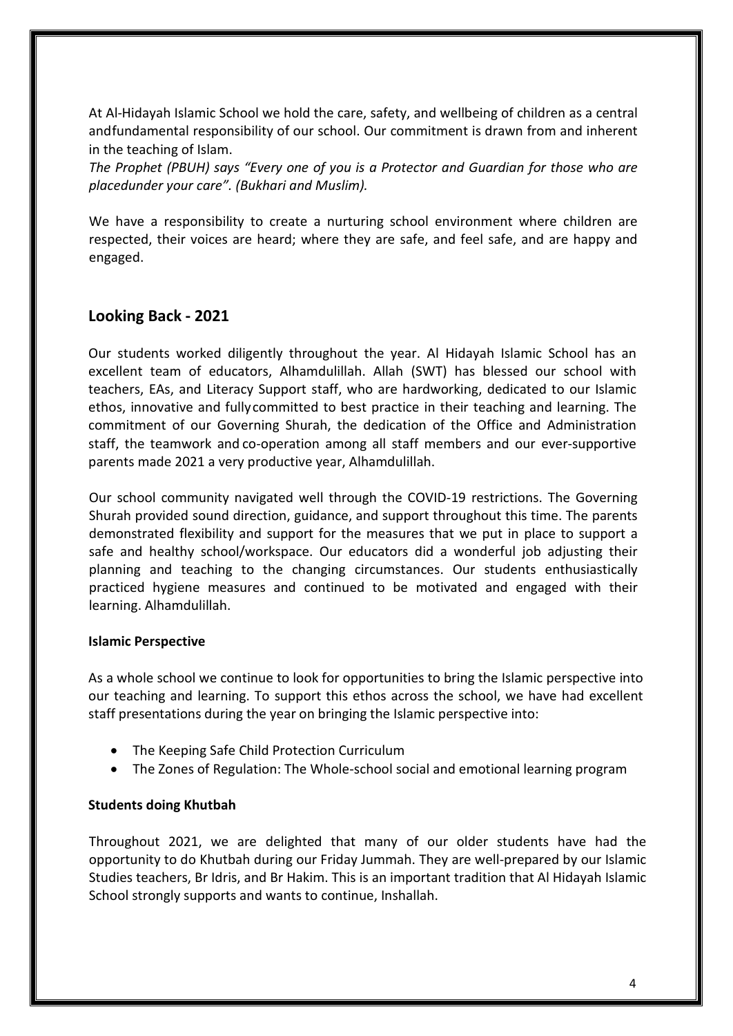At Al-Hidayah Islamic School we hold the care, safety, and wellbeing of children as a central andfundamental responsibility of our school. Our commitment is drawn from and inherent in the teaching of Islam.

*The Prophet (PBUH) says "Every one of you is a Protector and Guardian for those who are placedunder your care". (Bukhari and Muslim).*

We have a responsibility to create a nurturing school environment where children are respected, their voices are heard; where they are safe, and feel safe, and are happy and engaged.

## Looking Back - 2021

Our students worked diligently throughout the year. Al Hidayah Islamic School has an excellent team of educators, Alhamdulillah. Allah (SWT) has blessed our school with teachers, EAs, and Literacy Support staff, who are hardworking, dedicated to our Islamic ethos, innovative and fullycommitted to best practice in their teaching and learning. The commitment of our Governing Shurah, the dedication of the Office and Administration staff, the teamwork and co-operation among all staff members and our ever-supportive parents made 2021 a very productive year, Alhamdulillah.

Our school community navigated well through the COVID-19 restrictions. The Governing Shurah provided sound direction, guidance, and support throughout this time. The parents demonstrated flexibility and support for the measures that we put in place to support a safe and healthy school/workspace. Our educators did a wonderful job adjusting their planning and teaching to the changing circumstances. Our students enthusiastically practiced hygiene measures and continued to be motivated and engaged with their learning. Alhamdulillah.

**Islamic Perspective**

As a whole school we continue to look for opportunities to bring the Islamic perspective into our teaching and learning. To support this ethos across the school, we have had excellent staff presentations during the year on bringing the Islamic perspective into:

- The Keeping Safe Child Protection Curriculum
- The Zones of Regulation: The Whole-school social and emotional learning program

**Students doing Khutbah**

Throughout 2021, we are delighted that many of our older students have had the opportunity to do Khutbah during our Friday Jummah. They are well-prepared by our Islamic Studies teachers, Br Idris, and Br Hakim. This is an important tradition that Al Hidayah Islamic School strongly supports and wants to continue, Inshallah.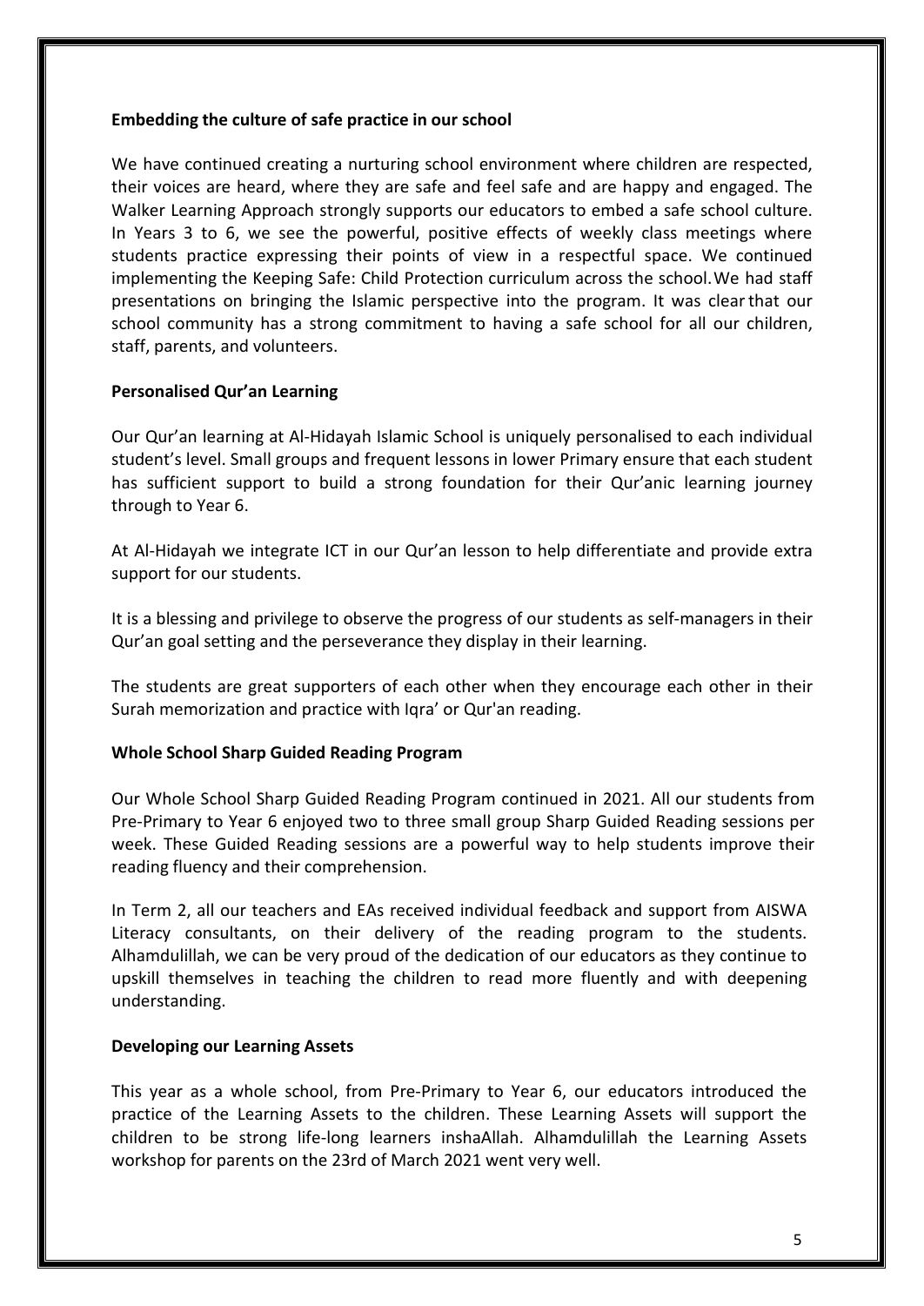**Embedding the culture of safe practice in our school**

We have continued creating a nurturing school environment where children are respected, their voices are heard, where they are safe and feel safe and are happy and engaged. The Walker Learning Approach strongly supports our educators to embed a safe school culture. In Years 3 to 6, we see the powerful, positive effects of weekly class meetings where students practice expressing their points of view in a respectful space. We continued implementing the Keeping Safe: Child Protection curriculum across the school. We had staff presentations on bringing the Islamic perspective into the program. It was clear that our school community has a strong commitment to having a safe school for all our children, staff, parents, and volunteers.

**Personalised Qur'an Learning**

Our Qur'an learning at Al-Hidayah Islamic School is uniquely personalised to each individual student's level. Small groups and frequent lessons in lower Primary ensure that each student has sufficient support to build a strong foundation for their Qur'anic learning journey through to Year 6.

At Al-Hidayah we integrate ICT in our Qur'an lesson to help differentiate and provide extra support for our students.

It is a blessing and privilege to observe the progress of our students as self-managers in their Qur'an goal setting and the perseverance they display in their learning.

The students are great supporters of each other when they encourage each other in their Surah memorization and practice with Iqra' or Qur'an reading.

**Whole School Sharp Guided Reading Program**

Our Whole School Sharp Guided Reading Program continued in 2021. All our students from Pre-Primary to Year 6 enjoyed two to three small group Sharp Guided Reading sessions per week. These Guided Reading sessions are a powerful way to help students improve their reading fluency and their comprehension.

In Term 2, all our teachers and EAs received individual feedback and support from AISWA Literacy consultants, on their delivery of the reading program to the students. Alhamdulillah, we can be very proud of the dedication of our educators as they continue to upskill themselves in teaching the children to read more fluently and with deepening understanding.

**Developing our Learning Assets**

This year as a whole school, from Pre-Primary to Year 6, our educators introduced the practice of the Learning Assets to the children. These Learning Assets will support the children to be strong life-long learners inshaAllah. Alhamdulillah the Learning Assets workshop for parents on the 23rd of March 2021 went very well.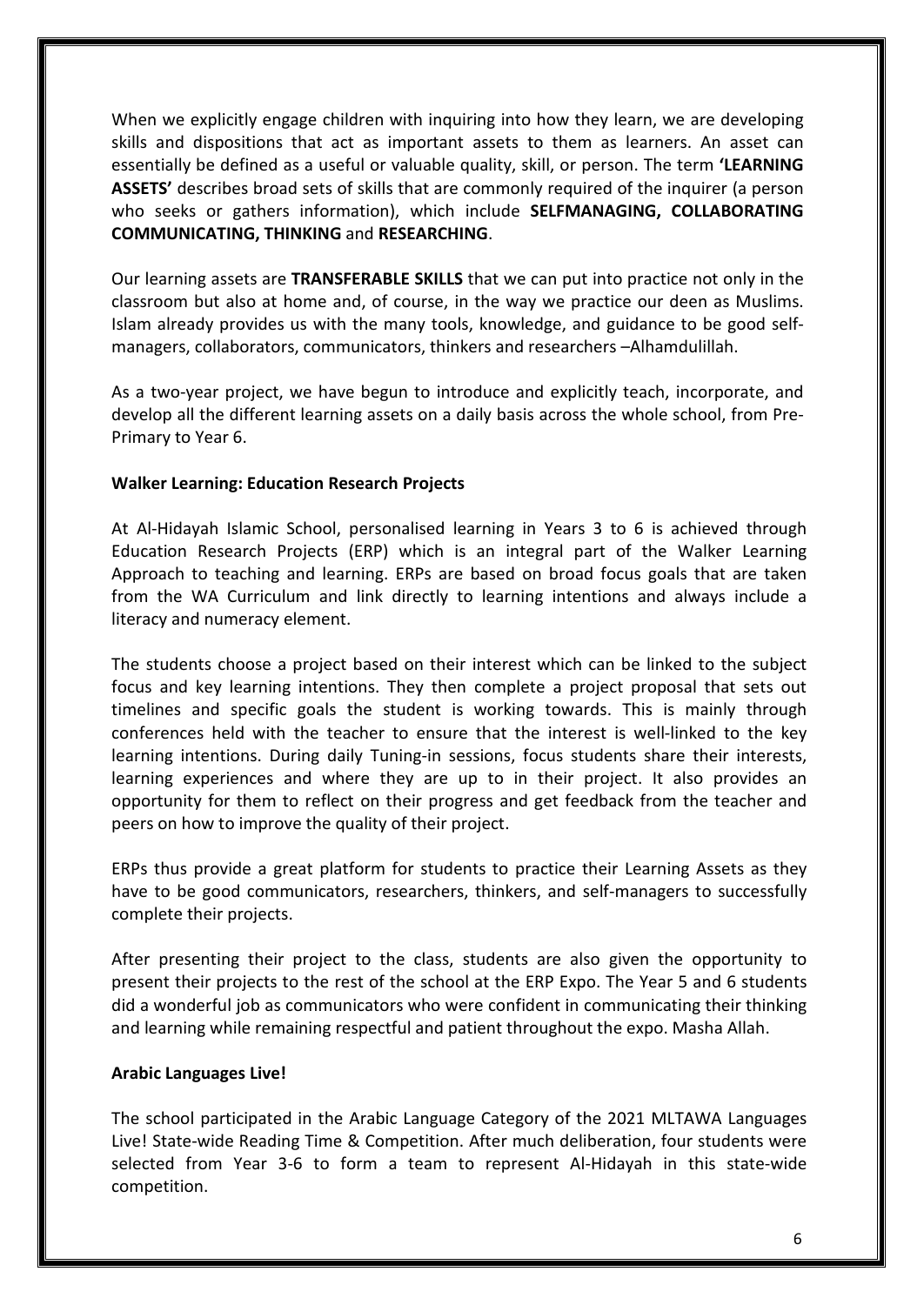When we explicitly engage children with inquiring into how they learn, we are developing skills and dispositions that act as important assets to them as learners. An asset can essentially be defined as a useful or valuable quality, skill, or person. The term **'LEARNING ASSETS'** describes broad sets of skills that are commonly required of the inquirer (a person who seeks or gathers information), which include **SELFMANAGING, COLLABORATING COMMUNICATING, THINKING** and **RESEARCHING**.

Our learning assets are **TRANSFERABLE SKILLS** that we can put into practice not only in the classroom but also at home and, of course, in the way we practice our deen as Muslims. Islam already provides us with the many tools, knowledge, and guidance to be good self-managers, collaborators, communicators, thinkers and researchers –Alhamdulillah.

As a two-year project, we have begun to introduce and explicitly teach, incorporate, and develop all the different learning assets on a daily basis across the whole school, from Pre-Primary to Year 6.

**Walker Learning: Education Research Projects**

At Al-Hidayah Islamic School, personalised learning in Years 3 to 6 is achieved through Education Research Projects (ERP) which is an integral part of the Walker Learning Approach to teaching and learning. ERPs are based on broad focus goals that are taken from the WA Curriculum and link directly to learning intentions and always include a literacy and numeracy element.

The students choose a project based on their interest which can be linked to the subject focus and key learning intentions. They then complete a project proposal that sets out timelines and specific goals the student is working towards. This is mainly through conferences held with the teacher to ensure that the interest is well-linked to the key learning intentions. During daily Tuning-in sessions, focus students share their interests, learning experiences and where they are up to in their project. It also provides an opportunity for them to reflect on their progress and get feedback from the teacher and peers on how to improve the quality of their project.

ERPs thus provide a great platform for students to practice their Learning Assets as they have to be good communicators, researchers, thinkers, and self-managers to successfully complete their projects.

After presenting their project to the class, students are also given the opportunity to present their projects to the rest of the school at the ERP Expo. The Year 5 and 6 students did a wonderful job as communicators who were confident in communicating their thinking and learning while remaining respectful and patient throughout the expo. Masha Allah.

**Arabic Languages Live!**

The school participated in the Arabic Language Category of the 2021 MLTAWA Languages Live! State-wide Reading Time & Competition. After much deliberation, four students were selected from Year 3-6 to form a team to represent Al-Hidayah in this state-wide competition.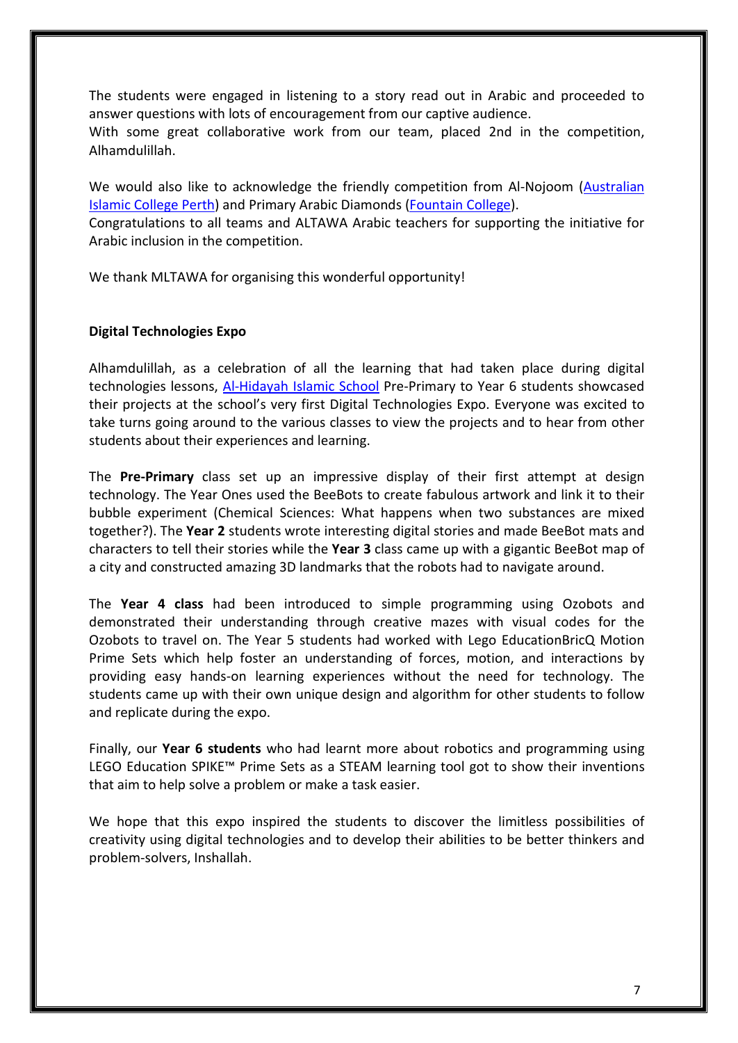The students were engaged in listening to a story read out in Arabic and proceeded to answer questions with lots of encouragement from our captive audience.
With some great collaborative work from our team, placed 2nd in the competition, Alhamdulillah.

We would also like to acknowledge the friendly competition from Al-Nojoom (Australian Islamic College Perth) and Primary Arabic Diamonds (Fountain College).
Congratulations to all teams and ALTAWA Arabic teachers for supporting the initiative for Arabic inclusion in the competition.

We thank MLTAWA for organising this wonderful opportunity!

**Digital Technologies Expo**

Alhamdulillah, as a celebration of all the learning that had taken place during digital technologies lessons, Al-Hidayah Islamic School Pre-Primary to Year 6 students showcased their projects at the school's very first Digital Technologies Expo. Everyone was excited to take turns going around to the various classes to view the projects and to hear from other students about their experiences and learning.

The **Pre-Primary** class set up an impressive display of their first attempt at design technology. The Year Ones used the BeeBots to create fabulous artwork and link it to their bubble experiment (Chemical Sciences: What happens when two substances are mixed together?). The **Year 2** students wrote interesting digital stories and made BeeBot mats and characters to tell their stories while the **Year 3** class came up with a gigantic BeeBot map of a city and constructed amazing 3D landmarks that the robots had to navigate around.

The **Year 4 class** had been introduced to simple programming using Ozobots and demonstrated their understanding through creative mazes with visual codes for the Ozobots to travel on. The Year 5 students had worked with Lego EducationBricQ Motion Prime Sets which help foster an understanding of forces, motion, and interactions by providing easy hands-on learning experiences without the need for technology. The students came up with their own unique design and algorithm for other students to follow and replicate during the expo.

Finally, our **Year 6 students** who had learnt more about robotics and programming using LEGO Education SPIKE™ Prime Sets as a STEAM learning tool got to show their inventions that aim to help solve a problem or make a task easier.

We hope that this expo inspired the students to discover the limitless possibilities of creativity using digital technologies and to develop their abilities to be better thinkers and problem-solvers, Inshallah.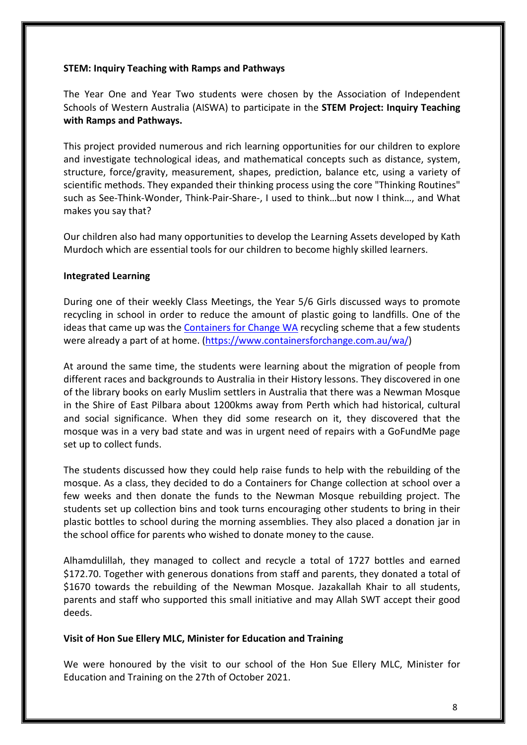**STEM: Inquiry Teaching with Ramps and Pathways**

The Year One and Year Two students were chosen by the Association of Independent Schools of Western Australia (AISWA) to participate in the **STEM Project: Inquiry Teaching with Ramps and Pathways.**

This project provided numerous and rich learning opportunities for our children to explore and investigate technological ideas, and mathematical concepts such as distance, system, structure, force/gravity, measurement, shapes, prediction, balance etc, using a variety of scientific methods. They expanded their thinking process using the core "Thinking Routines" such as See-Think-Wonder, Think-Pair-Share-, I used to think…but now I think…, and What makes you say that?

Our children also had many opportunities to develop the Learning Assets developed by Kath Murdoch which are essential tools for our children to become highly skilled learners.

**Integrated Learning**

During one of their weekly Class Meetings, the Year 5/6 Girls discussed ways to promote recycling in school in order to reduce the amount of plastic going to landfills. One of the ideas that came up was the [Containers for Change WA](https://www.containersforchange.com.au/wa/) recycling scheme that a few students were already a part of at home. (https://www.containersforchange.com.au/wa/)

At around the same time, the students were learning about the migration of people from different races and backgrounds to Australia in their History lessons. They discovered in one of the library books on early Muslim settlers in Australia that there was a Newman Mosque in the Shire of East Pilbara about 1200kms away from Perth which had historical, cultural and social significance. When they did some research on it, they discovered that the mosque was in a very bad state and was in urgent need of repairs with a GoFundMe page set up to collect funds.

The students discussed how they could help raise funds to help with the rebuilding of the mosque. As a class, they decided to do a Containers for Change collection at school over a few weeks and then donate the funds to the Newman Mosque rebuilding project. The students set up collection bins and took turns encouraging other students to bring in their plastic bottles to school during the morning assemblies. They also placed a donation jar in the school office for parents who wished to donate money to the cause.

Alhamdulillah, they managed to collect and recycle a total of 1727 bottles and earned $172.70. Together with generous donations from staff and parents, they donated a total of $1670 towards the rebuilding of the Newman Mosque. Jazakallah Khair to all students, parents and staff who supported this small initiative and may Allah SWT accept their good deeds.

**Visit of Hon Sue Ellery MLC, Minister for Education and Training**

We were honoured by the visit to our school of the Hon Sue Ellery MLC, Minister for Education and Training on the 27th of October 2021.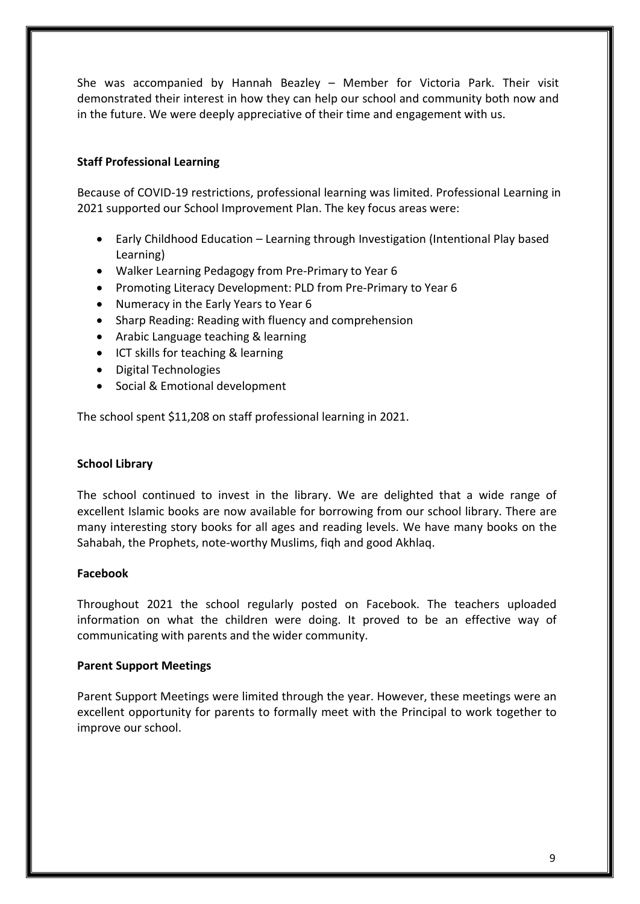She was accompanied by Hannah Beazley – Member for Victoria Park. Their visit demonstrated their interest in how they can help our school and community both now and in the future. We were deeply appreciative of their time and engagement with us.

**Staff Professional Learning**

Because of COVID-19 restrictions, professional learning was limited. Professional Learning in 2021 supported our School Improvement Plan. The key focus areas were:

- Early Childhood Education – Learning through Investigation (Intentional Play based Learning)
- Walker Learning Pedagogy from Pre-Primary to Year 6
- Promoting Literacy Development: PLD from Pre-Primary to Year 6
- Numeracy in the Early Years to Year 6
- Sharp Reading: Reading with fluency and comprehension
- Arabic Language teaching & learning
- ICT skills for teaching & learning
- Digital Technologies
- Social & Emotional development

The school spent $11,208 on staff professional learning in 2021.

**School Library**

The school continued to invest in the library. We are delighted that a wide range of excellent Islamic books are now available for borrowing from our school library. There are many interesting story books for all ages and reading levels. We have many books on the Sahabah, the Prophets, note-worthy Muslims, fiqh and good Akhlaq.

**Facebook**

Throughout 2021 the school regularly posted on Facebook. The teachers uploaded information on what the children were doing. It proved to be an effective way of communicating with parents and the wider community.

**Parent Support Meetings**

Parent Support Meetings were limited through the year. However, these meetings were an excellent opportunity for parents to formally meet with the Principal to work together to improve our school.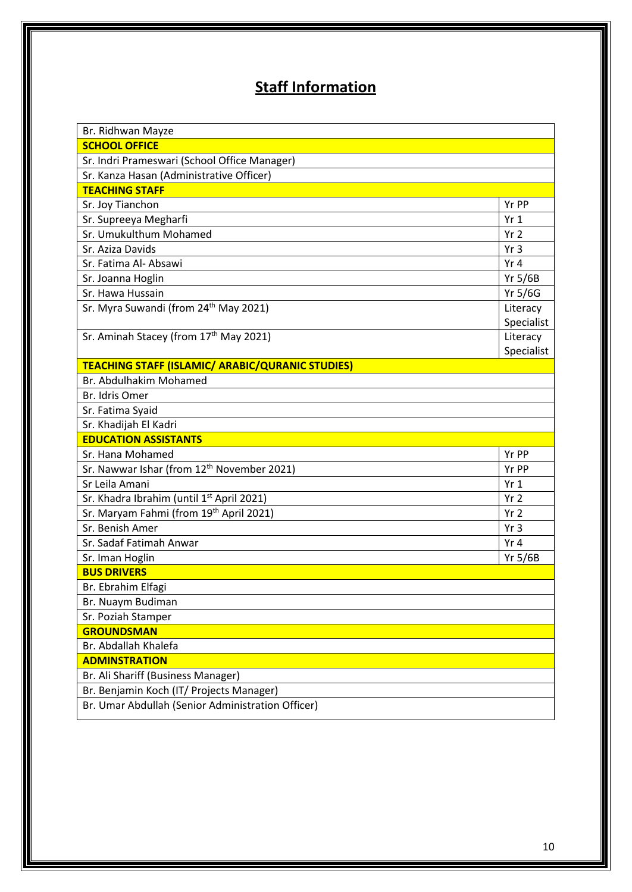# Staff Information

| | |
|---|---|
| Br. Ridhwan Mayze | |
| **SCHOOL OFFICE** | |
| Sr. Indri Prameswari (School Office Manager) | |
| Sr. Kanza Hasan (Administrative Officer) | |
| **TEACHING STAFF** | |
| Sr. Joy Tianchon | Yr PP |
| Sr. Supreeya Megharfi | Yr 1 |
| Sr. Umukulthum Mohamed | Yr 2 |
| Sr. Aziza Davids | Yr 3 |
| Sr. Fatima Al- Absawi | Yr 4 |
| Sr. Joanna Hoglin | Yr 5/6B |
| Sr. Hawa Hussain | Yr 5/6G |
| Sr. Myra Suwandi (from 24th May 2021) | Literacy Specialist |
| Sr. Aminah Stacey (from 17th May 2021) | Literacy Specialist |
| **TEACHING STAFF (ISLAMIC/ ARABIC/QURANIC STUDIES)** | |
| Br. Abdulhakim Mohamed | |
| Br. Idris Omer | |
| Sr. Fatima Syaid | |
| Sr. Khadijah El Kadri | |
| **EDUCATION ASSISTANTS** | |
| Sr. Hana Mohamed | Yr PP |
| Sr. Nawwar Ishar (from 12th November 2021) | Yr PP |
| Sr Leila Amani | Yr 1 |
| Sr. Khadra Ibrahim (until 1st April 2021) | Yr 2 |
| Sr. Maryam Fahmi (from 19th April 2021) | Yr 2 |
| Sr. Benish Amer | Yr 3 |
| Sr. Sadaf Fatimah Anwar | Yr 4 |
| Sr. Iman Hoglin | Yr 5/6B |
| **BUS DRIVERS** | |
| Br. Ebrahim Elfagi | |
| Br. Nuaym Budiman | |
| Sr. Poziah Stamper | |
| **GROUNDSMAN** | |
| Br. Abdallah Khalefa | |
| **ADMINSTRATION** | |
| Br. Ali Shariff (Business Manager) | |
| Br. Benjamin Koch (IT/ Projects Manager) | |
| Br. Umar Abdullah (Senior Administration Officer) | |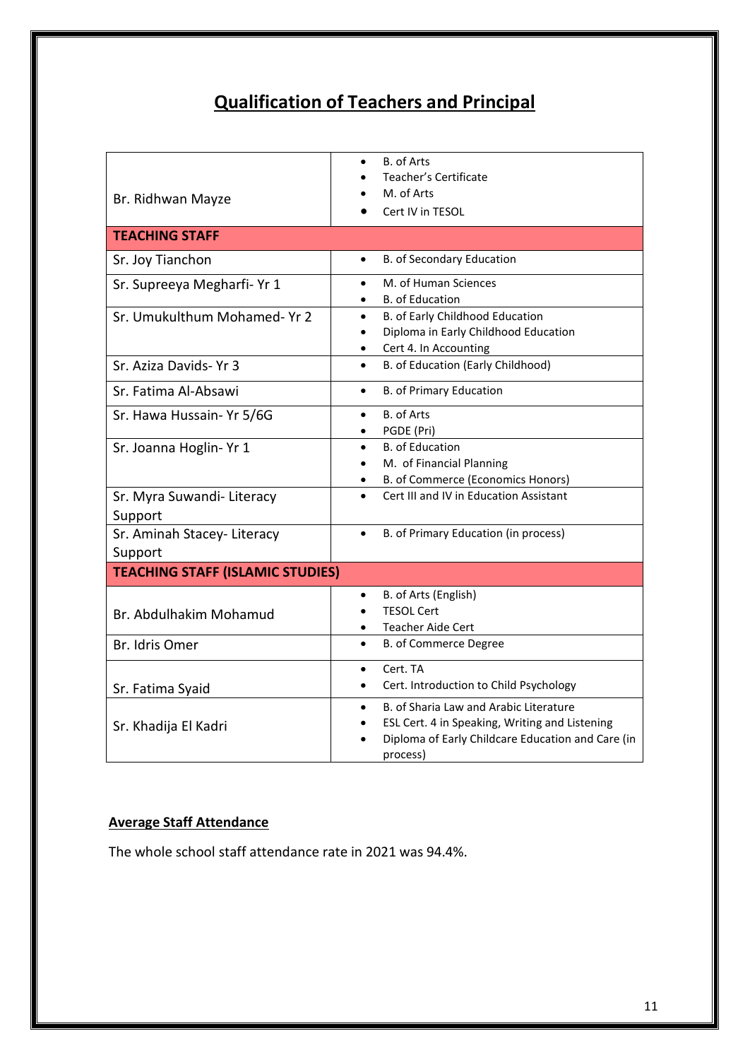# Qualification of Teachers and Principal

| | |
|---|---|
| Br. Ridhwan Mayze | • B. of Arts<br>• Teacher's Certificate<br>• M. of Arts<br>• Cert IV in TESOL |
| **TEACHING STAFF** | |
| Sr. Joy Tianchon | • B. of Secondary Education |
| Sr. Supreeya Megharfi- Yr 1 | • M. of Human Sciences<br>• B. of Education |
| Sr. Umukulthum Mohamed- Yr 2 | • B. of Early Childhood Education<br>• Diploma in Early Childhood Education<br>• Cert 4. In Accounting |
| Sr. Aziza Davids- Yr 3 | • B. of Education (Early Childhood) |
| Sr. Fatima Al-Absawi | • B. of Primary Education |
| Sr. Hawa Hussain- Yr 5/6G | • B. of Arts<br>• PGDE (Pri) |
| Sr. Joanna Hoglin- Yr 1 | • B. of Education<br>• M. of Financial Planning<br>• B. of Commerce (Economics Honors) |
| Sr. Myra Suwandi- Literacy Support | • Cert III and IV in Education Assistant |
| Sr. Aminah Stacey- Literacy Support | • B. of Primary Education (in process) |
| **TEACHING STAFF (ISLAMIC STUDIES)** | |
| Br. Abdulhakim Mohamud | • B. of Arts (English)<br>• TESOL Cert<br>• Teacher Aide Cert |
| Br. Idris Omer | • B. of Commerce Degree |
| Sr. Fatima Syaid | • Cert. TA<br>• Cert. Introduction to Child Psychology |
| Sr. Khadija El Kadri | • B. of Sharia Law and Arabic Literature<br>• ESL Cert. 4 in Speaking, Writing and Listening<br>• Diploma of Early Childcare Education and Care (in process) |

## Average Staff Attendance

The whole school staff attendance rate in 2021 was 94.4%.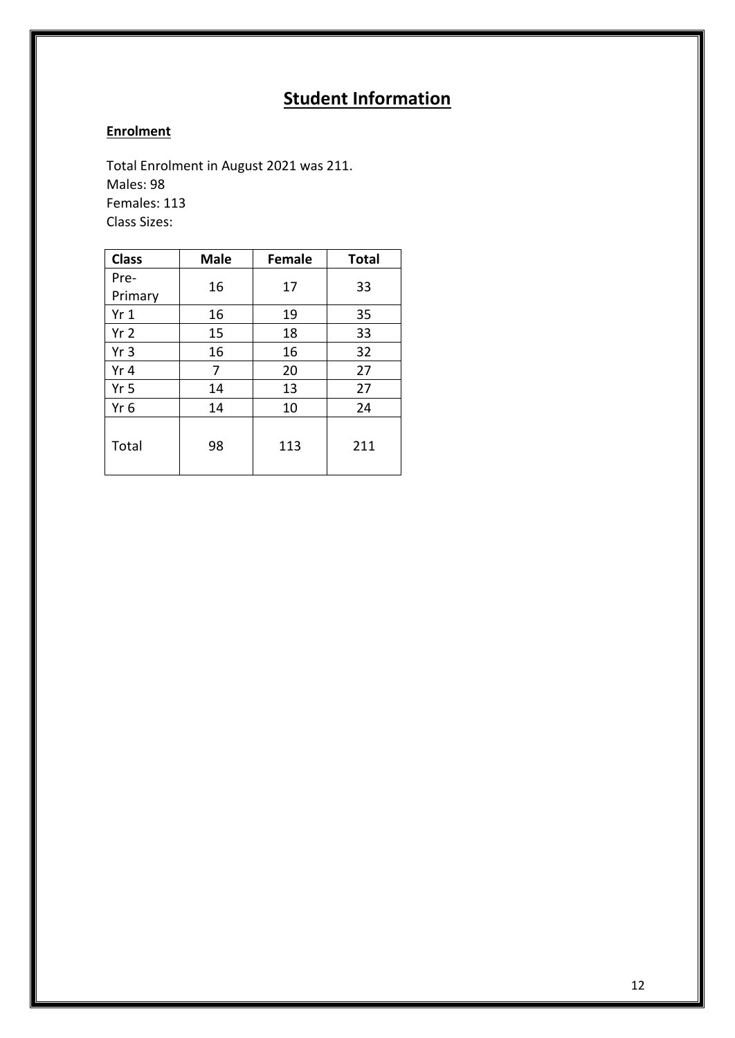# Student Information

## Enrolment

Total Enrolment in August 2021 was 211.
Males: 98
Females: 113
Class Sizes:

| Class | Male | Female | Total |
|---|---|---|---|
| Pre-Primary | 16 | 17 | 33 |
| Yr 1 | 16 | 19 | 35 |
| Yr 2 | 15 | 18 | 33 |
| Yr 3 | 16 | 16 | 32 |
| Yr 4 | 7 | 20 | 27 |
| Yr 5 | 14 | 13 | 27 |
| Yr 6 | 14 | 10 | 24 |
| Total | 98 | 113 | 211 |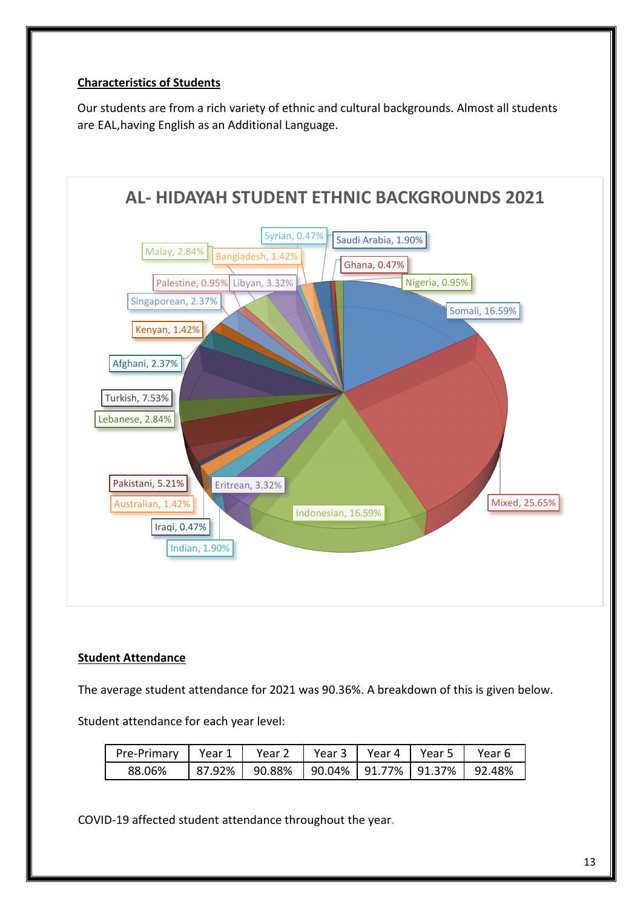## Characteristics of Students

Our students are from a rich variety of ethnic and cultural backgrounds. Almost all students are EAL,having English as an Additional Language.

**AL- HIDAYAH STUDENT ETHNIC BACKGROUNDS 2021**

Syrian, 0.47%
Saudi Arabia, 1.90%
Malay, 2.84%
Bangladesh, 1.42%
Ghana, 0.47%
Palestine, 0.95%
Libyan, 3.32%
Nigeria, 0.95%
Singaporean, 2.37%
Somali, 16.59%
Kenyan, 1.42%
Afghani, 2.37%
Turkish, 7.53%
Lebanese, 2.84%
Pakistani, 5.21%
Eritrean, 3.32%
Mixed, 25.65%
Australian, 1.42%
Indonesian, 16.59%
Iraqi, 0.47%
Indian, 1.90%

## Student Attendance

The average student attendance for 2021 was 90.36%. A breakdown of this is given below.

Student attendance for each year level:

| Pre-Primary | Year 1 | Year 2 | Year 3 | Year 4 | Year 5 | Year 6 |
|---|---|---|---|---|---|---|
| 88.06% | 87.92% | 90.88% | 90.04% | 91.77% | 91.37% | 92.48% |

COVID-19 affected student attendance throughout the year.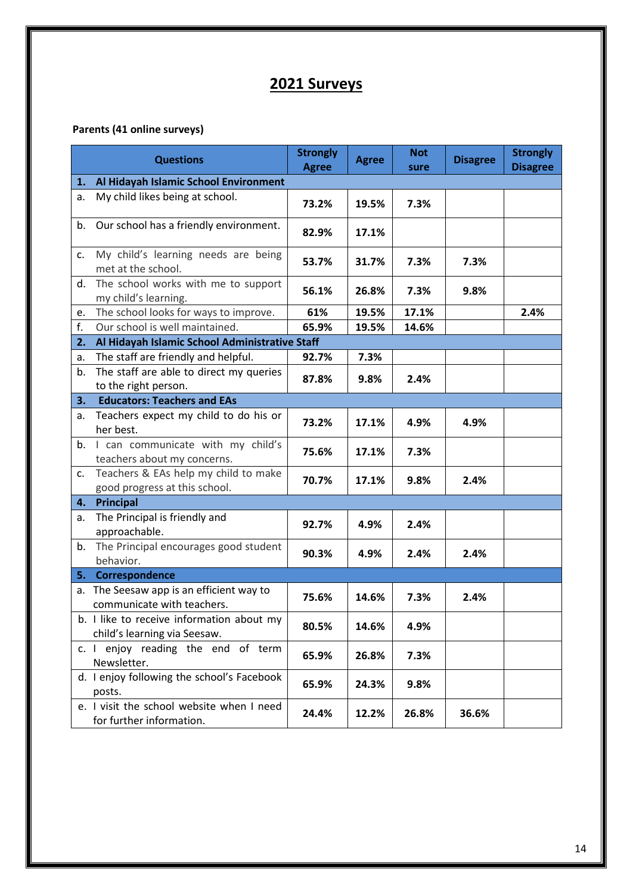# 2021 Surveys

**Parents (41 online surveys)**

| Questions | Strongly Agree | Agree | Not sure | Disagree | Strongly Disagree |
|---|---|---|---|---|---|
| **1. Al Hidayah Islamic School Environment** | | | | | |
| a. My child likes being at school. | **73.2%** | **19.5%** | **7.3%** | | |
| b. Our school has a friendly environment. | **82.9%** | **17.1%** | | | |
| c. My child's learning needs are being met at the school. | **53.7%** | **31.7%** | **7.3%** | **7.3%** | |
| d. The school works with me to support my child's learning. | **56.1%** | **26.8%** | **7.3%** | **9.8%** | |
| e. The school looks for ways to improve. | **61%** | **19.5%** | **17.1%** | | **2.4%** |
| f. Our school is well maintained. | **65.9%** | **19.5%** | **14.6%** | | |
| **2. Al Hidayah Islamic School Administrative Staff** | | | | | |
| a. The staff are friendly and helpful. | **92.7%** | **7.3%** | | | |
| b. The staff are able to direct my queries to the right person. | **87.8%** | **9.8%** | **2.4%** | | |
| **3. Educators: Teachers and EAs** | | | | | |
| a. Teachers expect my child to do his or her best. | **73.2%** | **17.1%** | **4.9%** | **4.9%** | |
| b. I can communicate with my child's teachers about my concerns. | **75.6%** | **17.1%** | **7.3%** | | |
| c. Teachers & EAs help my child to make good progress at this school. | **70.7%** | **17.1%** | **9.8%** | **2.4%** | |
| **4. Principal** | | | | | |
| a. The Principal is friendly and approachable. | **92.7%** | **4.9%** | **2.4%** | | |
| b. The Principal encourages good student behavior. | **90.3%** | **4.9%** | **2.4%** | **2.4%** | |
| **5. Correspondence** | | | | | |
| a. The Seesaw app is an efficient way to communicate with teachers. | **75.6%** | **14.6%** | **7.3%** | **2.4%** | |
| b. I like to receive information about my child's learning via Seesaw. | **80.5%** | **14.6%** | **4.9%** | | |
| c. I enjoy reading the end of term Newsletter. | **65.9%** | **26.8%** | **7.3%** | | |
| d. I enjoy following the school's Facebook posts. | **65.9%** | **24.3%** | **9.8%** | | |
| e. I visit the school website when I need for further information. | **24.4%** | **12.2%** | **26.8%** | **36.6%** | |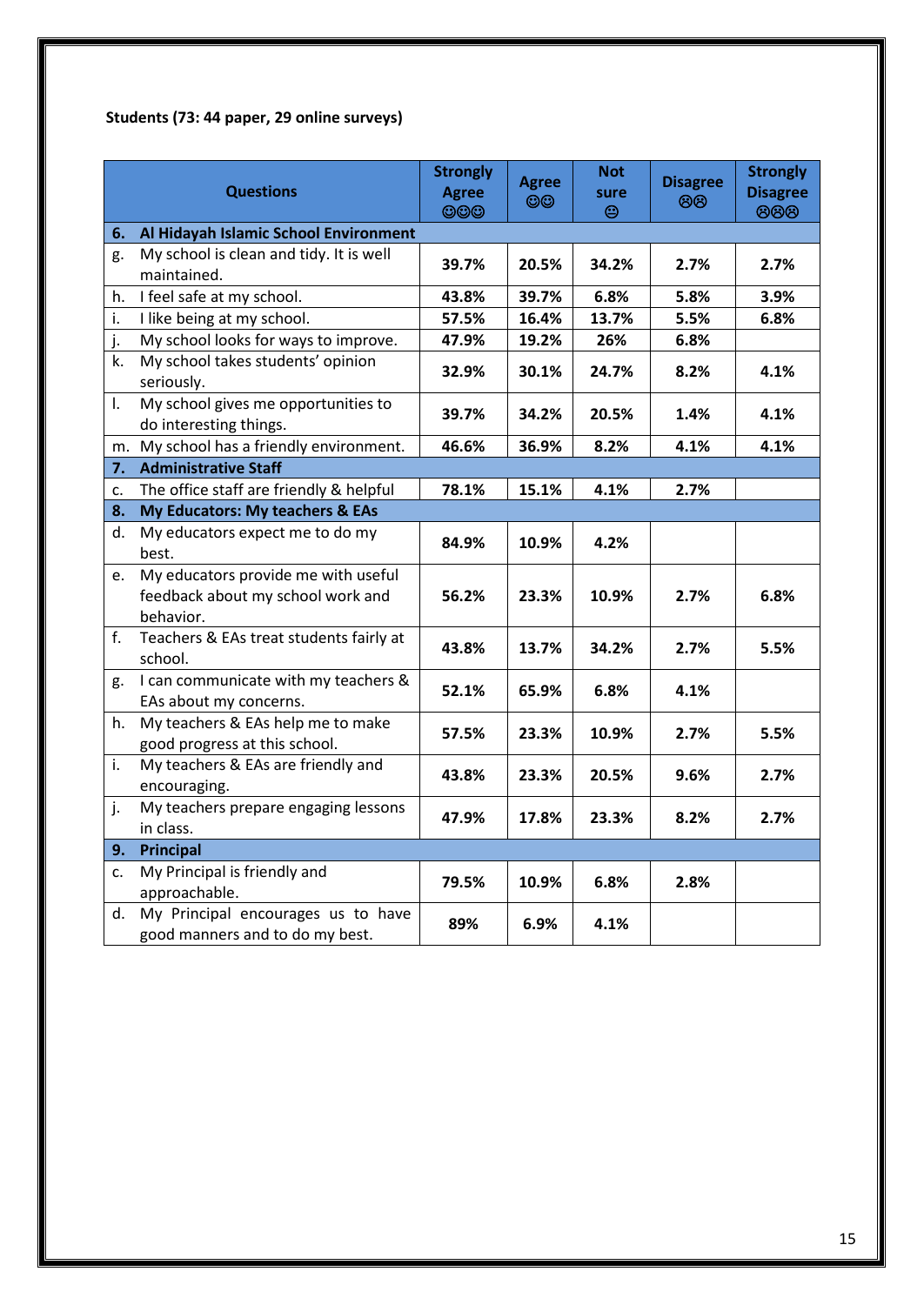**Students (73: 44 paper, 29 online surveys)**

| Questions | | Strongly Agree ☺☺☺ | Agree ☺☺ | Not sure 😐 | Disagree ☹☹ | Strongly Disagree ☹☹☹ |
|---|---|---|---|---|---|---|
| **6.** | **Al Hidayah Islamic School Environment** | | | | | |
| g. | My school is clean and tidy. It is well maintained. | **39.7%** | **20.5%** | **34.2%** | **2.7%** | **2.7%** |
| h. | I feel safe at my school. | **43.8%** | **39.7%** | **6.8%** | **5.8%** | **3.9%** |
| i. | I like being at my school. | **57.5%** | **16.4%** | **13.7%** | **5.5%** | **6.8%** |
| j. | My school looks for ways to improve. | **47.9%** | **19.2%** | **26%** | **6.8%** | |
| k. | My school takes students' opinion seriously. | **32.9%** | **30.1%** | **24.7%** | **8.2%** | **4.1%** |
| l. | My school gives me opportunities to do interesting things. | **39.7%** | **34.2%** | **20.5%** | **1.4%** | **4.1%** |
| m. | My school has a friendly environment. | **46.6%** | **36.9%** | **8.2%** | **4.1%** | **4.1%** |
| **7.** | **Administrative Staff** | | | | | |
| c. | The office staff are friendly & helpful | **78.1%** | **15.1%** | **4.1%** | **2.7%** | |
| **8.** | **My Educators: My teachers & EAs** | | | | | |
| d. | My educators expect me to do my best. | **84.9%** | **10.9%** | **4.2%** | | |
| e. | My educators provide me with useful feedback about my school work and behavior. | **56.2%** | **23.3%** | **10.9%** | **2.7%** | **6.8%** |
| f. | Teachers & EAs treat students fairly at school. | **43.8%** | **13.7%** | **34.2%** | **2.7%** | **5.5%** |
| g. | I can communicate with my teachers & EAs about my concerns. | **52.1%** | **65.9%** | **6.8%** | **4.1%** | |
| h. | My teachers & EAs help me to make good progress at this school. | **57.5%** | **23.3%** | **10.9%** | **2.7%** | **5.5%** |
| i. | My teachers & EAs are friendly and encouraging. | **43.8%** | **23.3%** | **20.5%** | **9.6%** | **2.7%** |
| j. | My teachers prepare engaging lessons in class. | **47.9%** | **17.8%** | **23.3%** | **8.2%** | **2.7%** |
| **9.** | **Principal** | | | | | |
| c. | My Principal is friendly and approachable. | **79.5%** | **10.9%** | **6.8%** | **2.8%** | |
| d. | My Principal encourages us to have good manners and to do my best. | **89%** | **6.9%** | **4.1%** | | |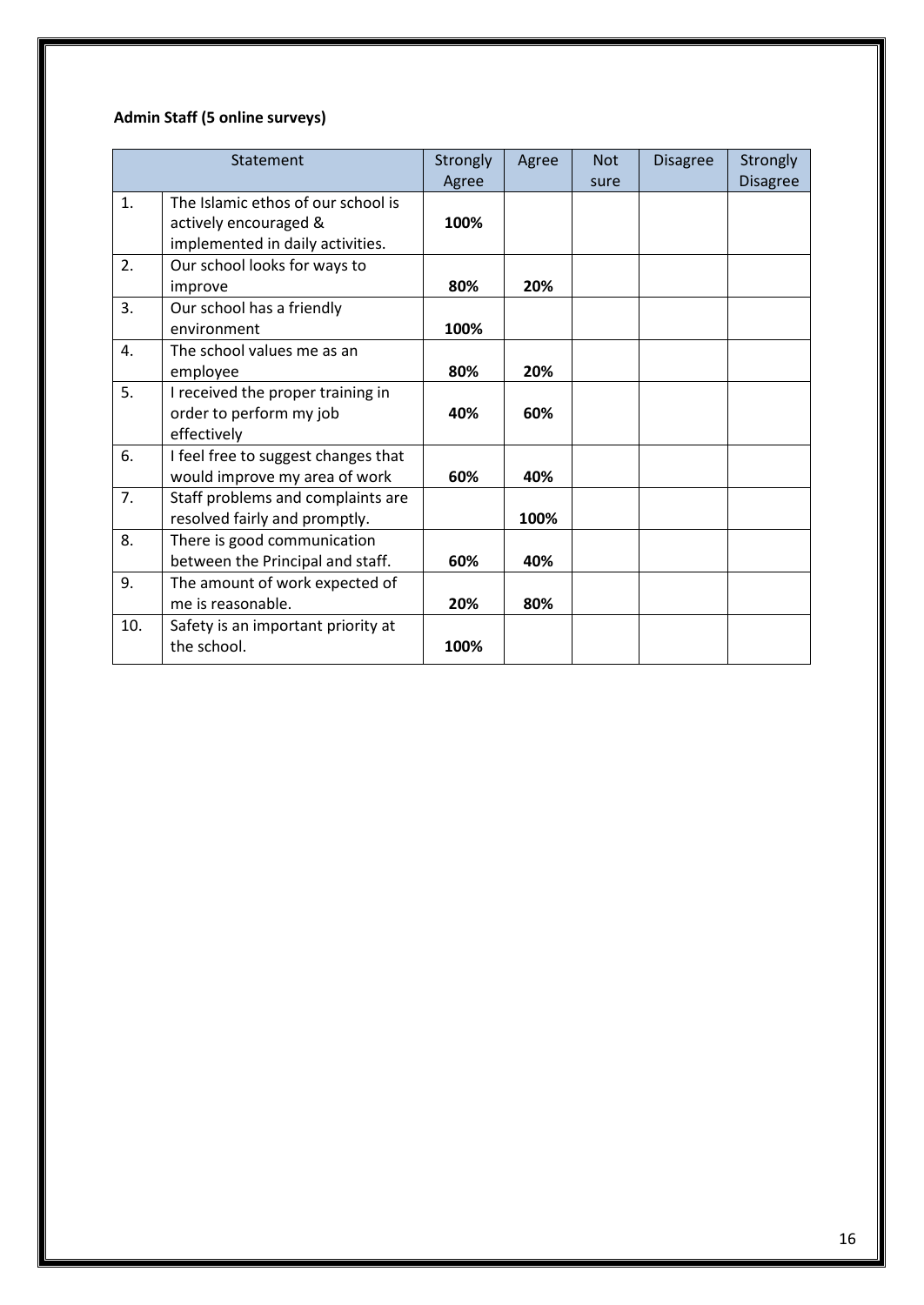**Admin Staff (5 online surveys)**

| Statement | | Strongly Agree | Agree | Not sure | Disagree | Strongly Disagree |
|---|---|---|---|---|---|---|
| 1. | The Islamic ethos of our school is actively encouraged & implemented in daily activities. | **100%** | | | | |
| 2. | Our school looks for ways to improve | **80%** | **20%** | | | |
| 3. | Our school has a friendly environment | **100%** | | | | |
| 4. | The school values me as an employee | **80%** | **20%** | | | |
| 5. | I received the proper training in order to perform my job effectively | **40%** | **60%** | | | |
| 6. | I feel free to suggest changes that would improve my area of work | **60%** | **40%** | | | |
| 7. | Staff problems and complaints are resolved fairly and promptly. | | **100%** | | | |
| 8. | There is good communication between the Principal and staff. | **60%** | **40%** | | | |
| 9. | The amount of work expected of me is reasonable. | **20%** | **80%** | | | |
| 10. | Safety is an important priority at the school. | **100%** | | | | |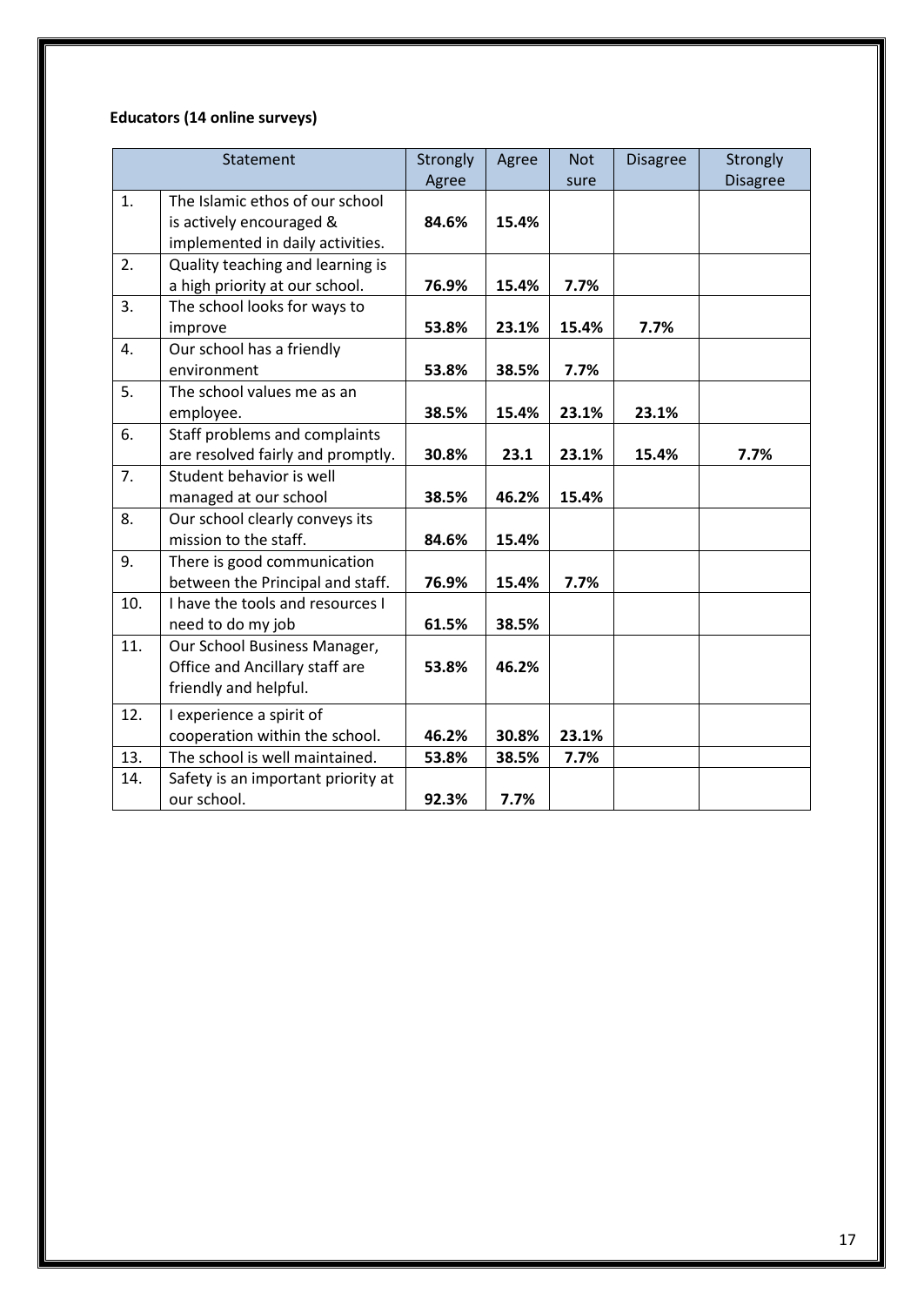**Educators (14 online surveys)**

| | Statement | Strongly Agree | Agree | Not sure | Disagree | Strongly Disagree |
|---|---|---|---|---|---|---|
| 1. | The Islamic ethos of our school is actively encouraged & implemented in daily activities. | **84.6%** | **15.4%** | | | |
| 2. | Quality teaching and learning is a high priority at our school. | **76.9%** | **15.4%** | **7.7%** | | |
| 3. | The school looks for ways to improve | **53.8%** | **23.1%** | **15.4%** | **7.7%** | |
| 4. | Our school has a friendly environment | **53.8%** | **38.5%** | **7.7%** | | |
| 5. | The school values me as an employee. | **38.5%** | **15.4%** | **23.1%** | **23.1%** | |
| 6. | Staff problems and complaints are resolved fairly and promptly. | **30.8%** | **23.1** | **23.1%** | **15.4%** | **7.7%** |
| 7. | Student behavior is well managed at our school | **38.5%** | **46.2%** | **15.4%** | | |
| 8. | Our school clearly conveys its mission to the staff. | **84.6%** | **15.4%** | | | |
| 9. | There is good communication between the Principal and staff. | **76.9%** | **15.4%** | **7.7%** | | |
| 10. | I have the tools and resources I need to do my job | **61.5%** | **38.5%** | | | |
| 11. | Our School Business Manager, Office and Ancillary staff are friendly and helpful. | **53.8%** | **46.2%** | | | |
| 12. | I experience a spirit of cooperation within the school. | **46.2%** | **30.8%** | **23.1%** | | |
| 13. | The school is well maintained. | **53.8%** | **38.5%** | **7.7%** | | |
| 14. | Safety is an important priority at our school. | **92.3%** | **7.7%** | | | |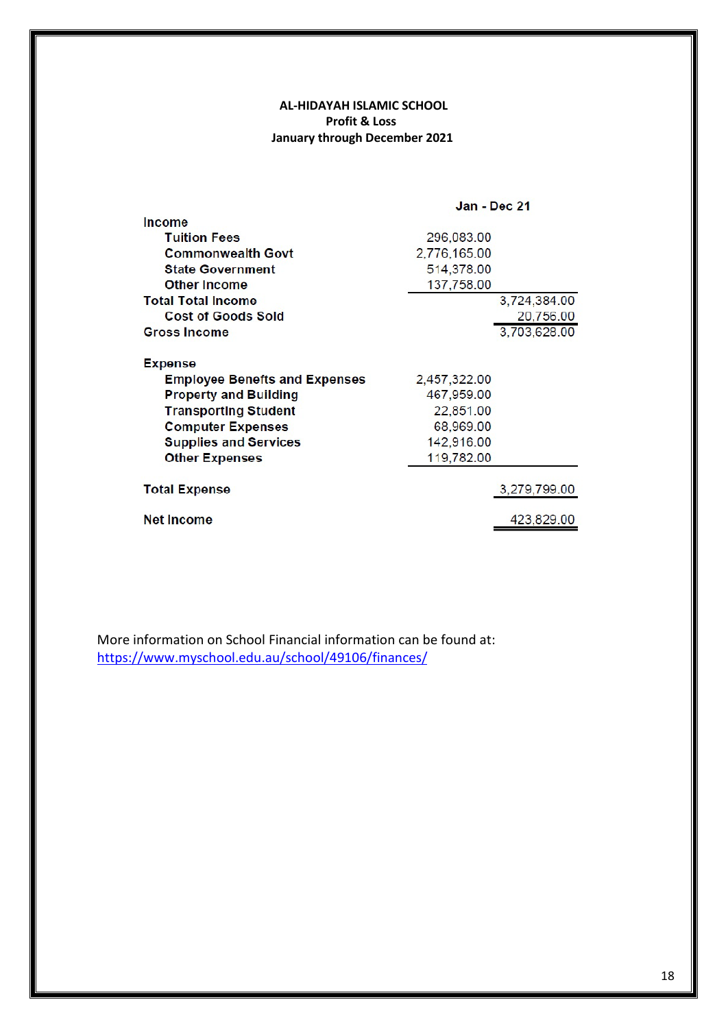**AL-HIDAYAH ISLAMIC SCHOOL**
**Profit & Loss**
**January through December 2021**

| | | Jan - Dec 21 |
|---|---|---|
| **Income** | | |
| **Tuition Fees** | 296,083.00 | |
| **Commonwealth Govt** | 2,776,165.00 | |
| **State Government** | 514,378.00 | |
| **Other Income** | 137,758.00 | |
| **Total Total Income** | | 3,724,384.00 |
| **Cost of Goods Sold** | | 20,756.00 |
| **Gross Income** | | 3,703,628.00 |
| **Expense** | | |
| **Employee Benefts and Expenses** | 2,457,322.00 | |
| **Property and Building** | 467,959.00 | |
| **Transporting Student** | 22,851.00 | |
| **Computer Expenses** | 68,969.00 | |
| **Supplies and Services** | 142,916.00 | |
| **Other Expenses** | 119,782.00 | |
| **Total Expense** | | 3,279,799.00 |
| **Net Income** | | 423,829.00 |

More information on School Financial information can be found at:
https://www.myschool.edu.au/school/49106/finances/